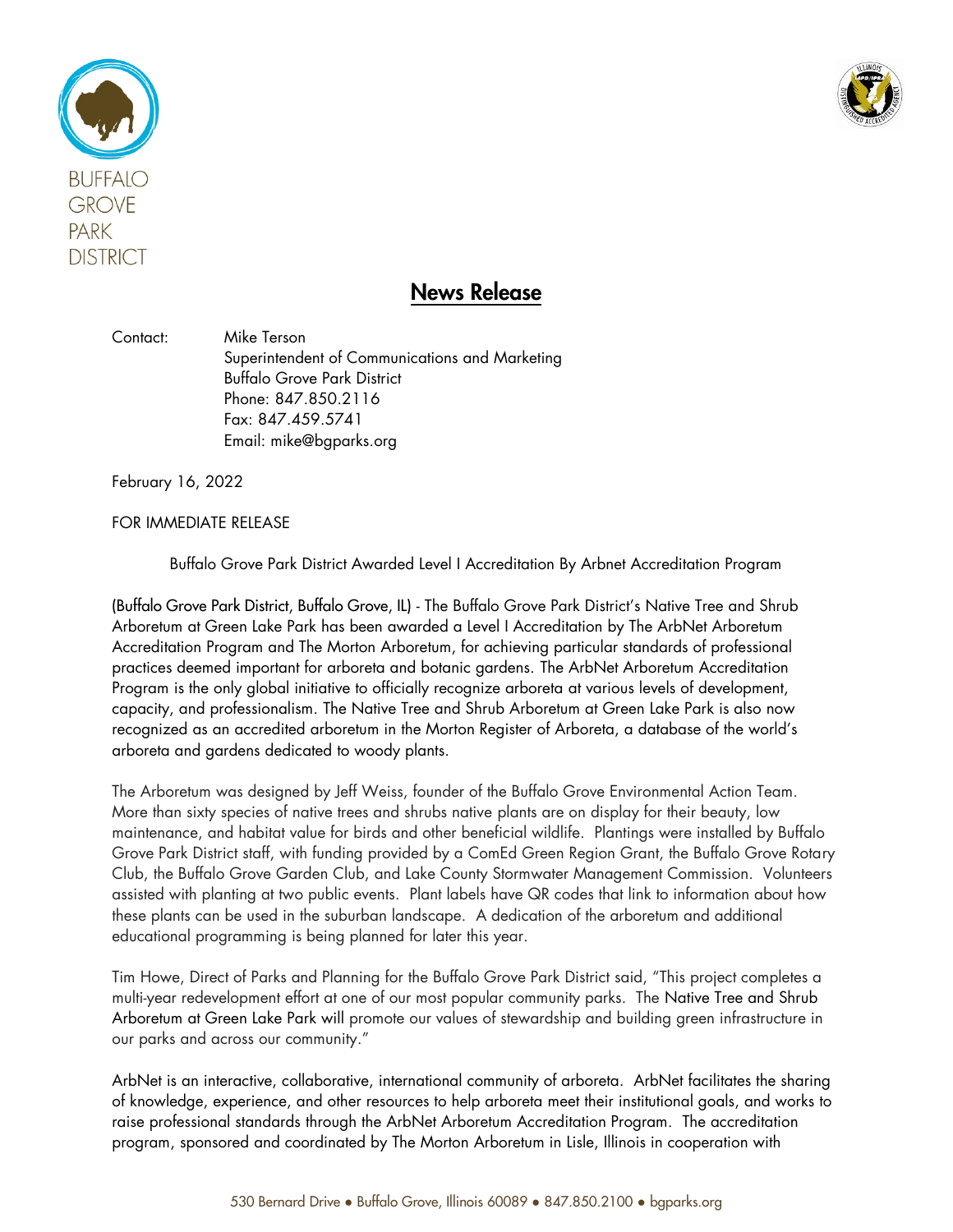BUFFALO GROVE PARK DISTRICT

## News Release

Contact: Mike Terson
Superintendent of Communications and Marketing
Buffalo Grove Park District
Phone: 847.850.2116
Fax: 847.459.5741
Email: mike@bgparks.org

February 16, 2022

FOR IMMEDIATE RELEASE

Buffalo Grove Park District Awarded Level I Accreditation By Arbnet Accreditation Program

(Buffalo Grove Park District, Buffalo Grove, IL) - The Buffalo Grove Park District's Native Tree and Shrub Arboretum at Green Lake Park has been awarded a Level I Accreditation by The ArbNet Arboretum Accreditation Program and The Morton Arboretum, for achieving particular standards of professional practices deemed important for arboreta and botanic gardens. The ArbNet Arboretum Accreditation Program is the only global initiative to officially recognize arboreta at various levels of development, capacity, and professionalism. The Native Tree and Shrub Arboretum at Green Lake Park is also now recognized as an accredited arboretum in the Morton Register of Arboreta, a database of the world's arboreta and gardens dedicated to woody plants.

The Arboretum was designed by Jeff Weiss, founder of the Buffalo Grove Environmental Action Team. More than sixty species of native trees and shrubs native plants are on display for their beauty, low maintenance, and habitat value for birds and other beneficial wildlife. Plantings were installed by Buffalo Grove Park District staff, with funding provided by a ComEd Green Region Grant, the Buffalo Grove Rotary Club, the Buffalo Grove Garden Club, and Lake County Stormwater Management Commission. Volunteers assisted with planting at two public events. Plant labels have QR codes that link to information about how these plants can be used in the suburban landscape. A dedication of the arboretum and additional educational programming is being planned for later this year.

Tim Howe, Direct of Parks and Planning for the Buffalo Grove Park District said, "This project completes a multi-year redevelopment effort at one of our most popular community parks. The Native Tree and Shrub Arboretum at Green Lake Park will promote our values of stewardship and building green infrastructure in our parks and across our community."

ArbNet is an interactive, collaborative, international community of arboreta. ArbNet facilitates the sharing of knowledge, experience, and other resources to help arboreta meet their institutional goals, and works to raise professional standards through the ArbNet Arboretum Accreditation Program. The accreditation program, sponsored and coordinated by The Morton Arboretum in Lisle, Illinois in cooperation with

530 Bernard Drive • Buffalo Grove, Illinois 60089 • 847.850.2100 • bgparks.org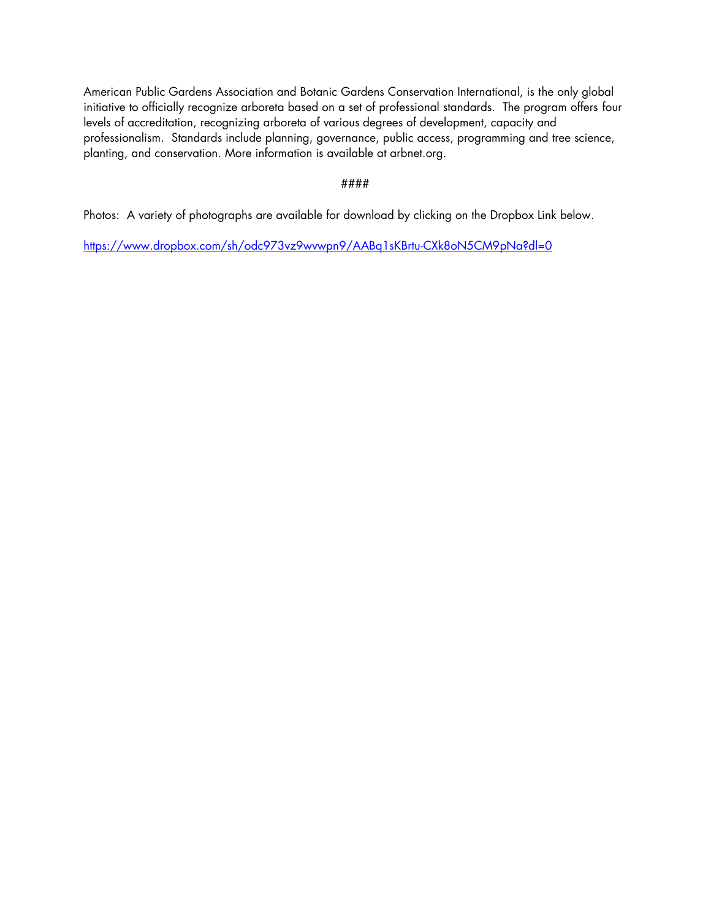American Public Gardens Association and Botanic Gardens Conservation International, is the only global initiative to officially recognize arboreta based on a set of professional standards. The program offers four levels of accreditation, recognizing arboreta of various degrees of development, capacity and professionalism. Standards include planning, governance, public access, programming and tree science, planting, and conservation. More information is available at arbnet.org.

####

Photos: A variety of photographs are available for download by clicking on the Dropbox Link below.

https://www.dropbox.com/sh/odc973vz9wvwpn9/AABq1sKBrtu-CXk8oN5CM9pNa?dl=0